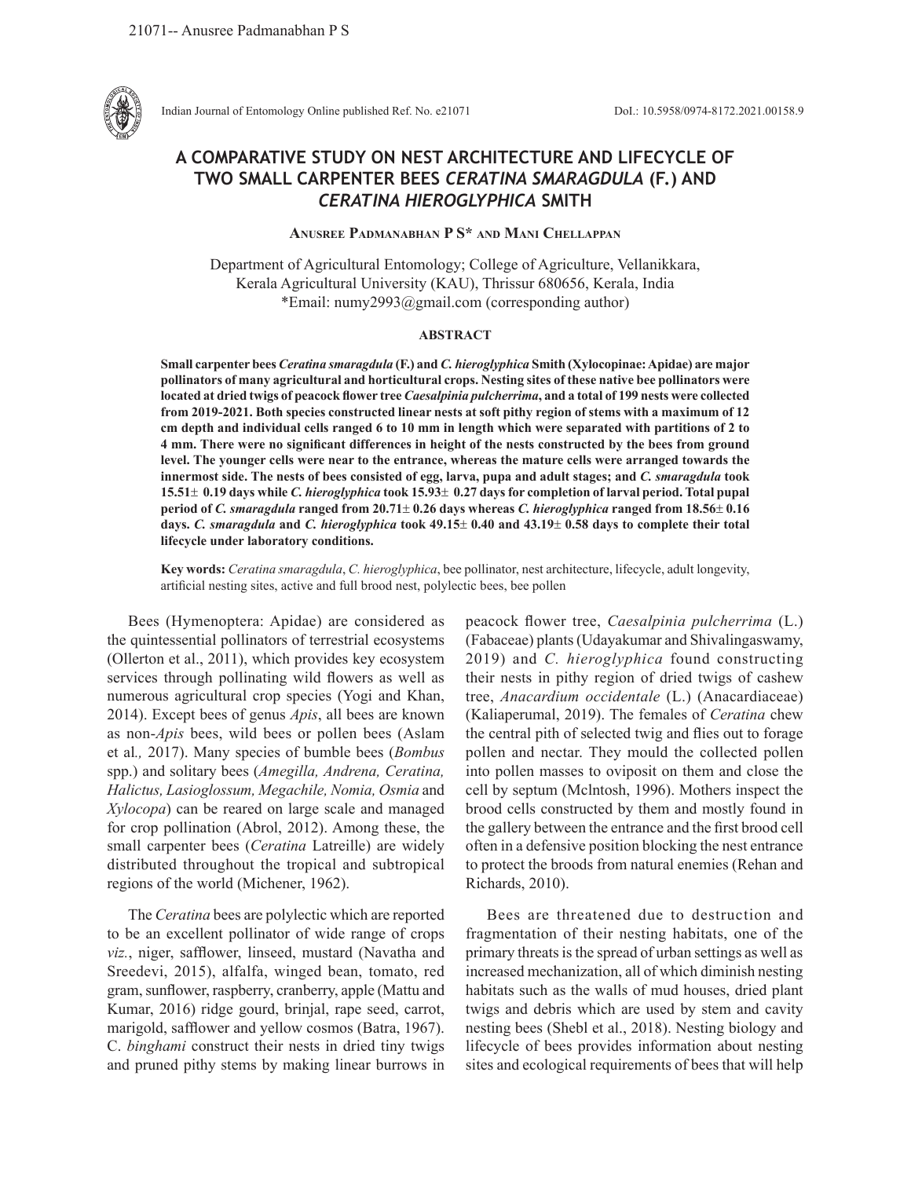21071-- Anusree Padmanabhan P S

Indian Journal of Entomology Online published Ref. No. e21071 DoI.: 10.5958/0974-8172.2021.00158.9

# A COMPARATIVE STUDY ON NEST ARCHITECTURE AND LIFECYCLE OF TWO SMALL CARPENTER BEES *CERATINA SMARAGDULA* (F.) AND *CERATINA HIEROGLYPHICA* SMITH

**Anusree Padmanabhan P S\* and Mani Chellappan**

Department of Agricultural Entomology; College of Agriculture, Vellanikkara, Kerala Agricultural University (KAU), Thrissur 680656, Kerala, India
\*Email: numy2993@gmail.com (corresponding author)

## ABSTRACT

**Small carpenter bees *Ceratina smaragdula* (F.) and *C. hieroglyphica* Smith (Xylocopinae: Apidae) are major pollinators of many agricultural and horticultural crops. Nesting sites of these native bee pollinators were located at dried twigs of peacock flower tree *Caesalpinia pulcherrima*, and a total of 199 nests were collected from 2019-2021. Both species constructed linear nests at soft pithy region of stems with a maximum of 12 cm depth and individual cells ranged 6 to 10 mm in length which were separated with partitions of 2 to 4 mm. There were no significant differences in height of the nests constructed by the bees from ground level. The younger cells were near to the entrance, whereas the mature cells were arranged towards the innermost side. The nests of bees consisted of egg, larva, pupa and adult stages; and *C. smaragdula* took 15.51± 0.19 days while *C. hieroglyphica* took 15.93± 0.27 days for completion of larval period. Total pupal period of *C. smaragdula* ranged from 20.71± 0.26 days whereas *C. hieroglyphica* ranged from 18.56± 0.16 days. *C. smaragdula* and *C. hieroglyphica* took 49.15± 0.40 and 43.19± 0.58 days to complete their total lifecycle under laboratory conditions.**

**Key words:** *Ceratina smaragdula*, *C. hieroglyphica*, bee pollinator, nest architecture, lifecycle, adult longevity, artificial nesting sites, active and full brood nest, polylectic bees, bee pollen

Bees (Hymenoptera: Apidae) are considered as the quintessential pollinators of terrestrial ecosystems (Ollerton et al., 2011), which provides key ecosystem services through pollinating wild flowers as well as numerous agricultural crop species (Yogi and Khan, 2014). Except bees of genus *Apis*, all bees are known as non-*Apis* bees, wild bees or pollen bees (Aslam et al*.,* 2017). Many species of bumble bees (*Bombus* spp.) and solitary bees (*Amegilla, Andrena, Ceratina, Halictus, Lasioglossum, Megachile, Nomia, Osmia* and *Xylocopa*) can be reared on large scale and managed for crop pollination (Abrol, 2012). Among these, the small carpenter bees (*Ceratina* Latreille) are widely distributed throughout the tropical and subtropical regions of the world (Michener, 1962).

The *Ceratina* bees are polylectic which are reported to be an excellent pollinator of wide range of crops *viz.*, niger, safflower, linseed, mustard (Navatha and Sreedevi, 2015), alfalfa, winged bean, tomato, red gram, sunflower, raspberry, cranberry, apple (Mattu and Kumar, 2016) ridge gourd, brinjal, rape seed, carrot, marigold, safflower and yellow cosmos (Batra, 1967). C. *binghami* construct their nests in dried tiny twigs and pruned pithy stems by making linear burrows in peacock flower tree, *Caesalpinia pulcherrima* (L.) (Fabaceae) plants (Udayakumar and Shivalingaswamy, 2019) and *C. hieroglyphica* found constructing their nests in pithy region of dried twigs of cashew tree, *Anacardium occidentale* (L.) (Anacardiaceae) (Kaliaperumal, 2019). The females of *Ceratina* chew the central pith of selected twig and flies out to forage pollen and nectar. They mould the collected pollen into pollen masses to oviposit on them and close the cell by septum (Mclntosh, 1996). Mothers inspect the brood cells constructed by them and mostly found in the gallery between the entrance and the first brood cell often in a defensive position blocking the nest entrance to protect the broods from natural enemies (Rehan and Richards, 2010).

Bees are threatened due to destruction and fragmentation of their nesting habitats, one of the primary threats is the spread of urban settings as well as increased mechanization, all of which diminish nesting habitats such as the walls of mud houses, dried plant twigs and debris which are used by stem and cavity nesting bees (Shebl et al., 2018). Nesting biology and lifecycle of bees provides information about nesting sites and ecological requirements of bees that will help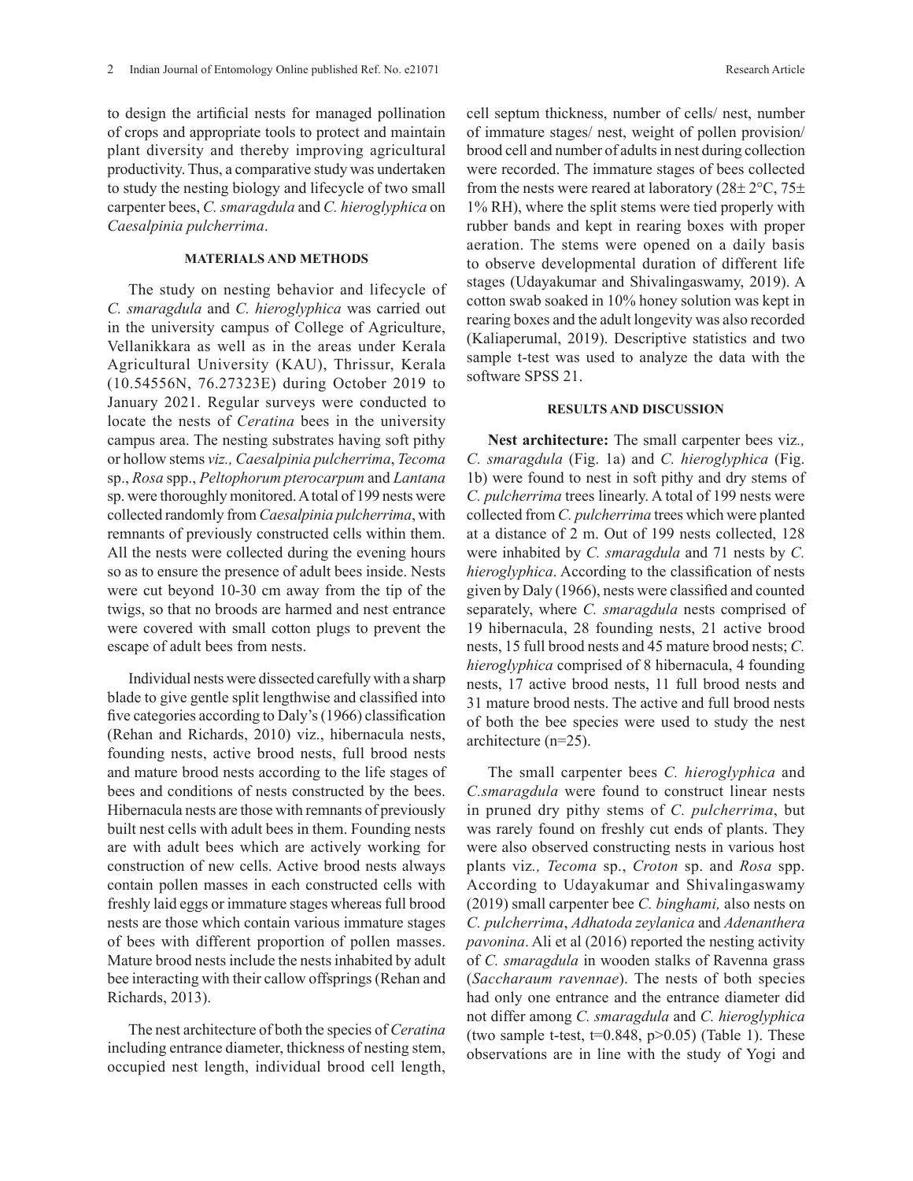to design the artificial nests for managed pollination of crops and appropriate tools to protect and maintain plant diversity and thereby improving agricultural productivity. Thus, a comparative study was undertaken to study the nesting biology and lifecycle of two small carpenter bees, *C. smaragdula* and *C. hieroglyphica* on *Caesalpinia pulcherrima*.

## MATERIALS AND METHODS

The study on nesting behavior and lifecycle of *C. smaragdula* and *C. hieroglyphica* was carried out in the university campus of College of Agriculture, Vellanikkara as well as in the areas under Kerala Agricultural University (KAU), Thrissur, Kerala (10.54556N, 76.27323E) during October 2019 to January 2021. Regular surveys were conducted to locate the nests of *Ceratina* bees in the university campus area. The nesting substrates having soft pithy or hollow stems *viz., Caesalpinia pulcherrima*, *Tecoma* sp., *Rosa* spp., *Peltophorum pterocarpum* and *Lantana* sp. were thoroughly monitored. A total of 199 nests were collected randomly from *Caesalpinia pulcherrima*, with remnants of previously constructed cells within them. All the nests were collected during the evening hours so as to ensure the presence of adult bees inside. Nests were cut beyond 10-30 cm away from the tip of the twigs, so that no broods are harmed and nest entrance were covered with small cotton plugs to prevent the escape of adult bees from nests.

Individual nests were dissected carefully with a sharp blade to give gentle split lengthwise and classified into five categories according to Daly's (1966) classification (Rehan and Richards, 2010) viz., hibernacula nests, founding nests, active brood nests, full brood nests and mature brood nests according to the life stages of bees and conditions of nests constructed by the bees. Hibernacula nests are those with remnants of previously built nest cells with adult bees in them. Founding nests are with adult bees which are actively working for construction of new cells. Active brood nests always contain pollen masses in each constructed cells with freshly laid eggs or immature stages whereas full brood nests are those which contain various immature stages of bees with different proportion of pollen masses. Mature brood nests include the nests inhabited by adult bee interacting with their callow offsprings (Rehan and Richards, 2013).

The nest architecture of both the species of *Ceratina* including entrance diameter, thickness of nesting stem, occupied nest length, individual brood cell length, cell septum thickness, number of cells/ nest, number of immature stages/ nest, weight of pollen provision/ brood cell and number of adults in nest during collection were recorded. The immature stages of bees collected from the nests were reared at laboratory (28± 2°C, 75± 1% RH), where the split stems were tied properly with rubber bands and kept in rearing boxes with proper aeration. The stems were opened on a daily basis to observe developmental duration of different life stages (Udayakumar and Shivalingaswamy, 2019). A cotton swab soaked in 10% honey solution was kept in rearing boxes and the adult longevity was also recorded (Kaliaperumal, 2019). Descriptive statistics and two sample t-test was used to analyze the data with the software SPSS 21.

## RESULTS AND DISCUSSION

**Nest architecture:** The small carpenter bees viz*., C. smaragdula* (Fig. 1a) and *C. hieroglyphica* (Fig. 1b) were found to nest in soft pithy and dry stems of *C. pulcherrima* trees linearly. A total of 199 nests were collected from *C. pulcherrima* trees which were planted at a distance of 2 m. Out of 199 nests collected, 128 were inhabited by *C. smaragdula* and 71 nests by *C. hieroglyphica*. According to the classification of nests given by Daly (1966), nests were classified and counted separately, where *C. smaragdula* nests comprised of 19 hibernacula, 28 founding nests, 21 active brood nests, 15 full brood nests and 45 mature brood nests; *C. hieroglyphica* comprised of 8 hibernacula, 4 founding nests, 17 active brood nests, 11 full brood nests and 31 mature brood nests. The active and full brood nests of both the bee species were used to study the nest architecture (n=25).

The small carpenter bees *C. hieroglyphica* and *C.smaragdula* were found to construct linear nests in pruned dry pithy stems of *C. pulcherrima*, but was rarely found on freshly cut ends of plants. They were also observed constructing nests in various host plants viz*., Tecoma* sp., *Croton* sp. and *Rosa* spp. According to Udayakumar and Shivalingaswamy (2019) small carpenter bee *C. binghami,* also nests on *C. pulcherrima*, *Adhatoda zeylanica* and *Adenanthera pavonina*. Ali et al (2016) reported the nesting activity of *C. smaragdula* in wooden stalks of Ravenna grass (*Saccharaum ravennae*). The nests of both species had only one entrance and the entrance diameter did not differ among *C. smaragdula* and *C. hieroglyphica* (two sample t-test, $t=0.848$, $p>0.05$) (Table 1). These observations are in line with the study of Yogi and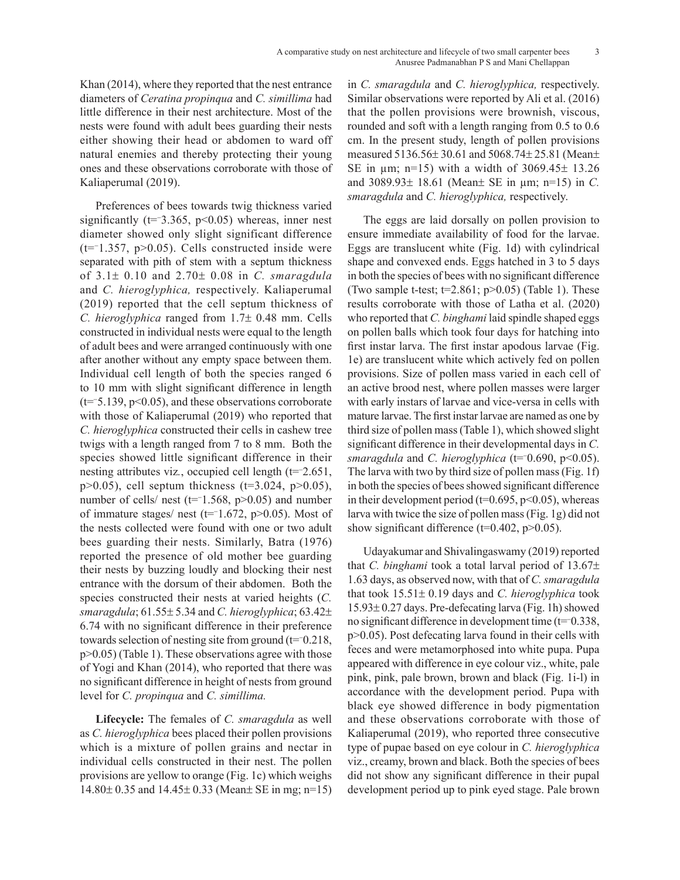Khan (2014), where they reported that the nest entrance diameters of *Ceratina propinqua* and *C. simillima* had little difference in their nest architecture. Most of the nests were found with adult bees guarding their nests either showing their head or abdomen to ward off natural enemies and thereby protecting their young ones and these observations corroborate with those of Kaliaperumal (2019).

Preferences of bees towards twig thickness varied significantly ($t=^{-}3.365$, $p<0.05$) whereas, inner nest diameter showed only slight significant difference ($t=^{-}1.357$, $p>0.05$). Cells constructed inside were separated with pith of stem with a septum thickness of 3.1± 0.10 and 2.70± 0.08 in *C. smaragdula* and *C. hieroglyphica,* respectively. Kaliaperumal (2019) reported that the cell septum thickness of *C. hieroglyphica* ranged from 1.7± 0.48 mm. Cells constructed in individual nests were equal to the length of adult bees and were arranged continuously with one after another without any empty space between them. Individual cell length of both the species ranged 6 to 10 mm with slight significant difference in length ($t=^{-}5.139$, $p<0.05$), and these observations corroborate with those of Kaliaperumal (2019) who reported that *C. hieroglyphica* constructed their cells in cashew tree twigs with a length ranged from 7 to 8 mm. Both the species showed little significant difference in their nesting attributes viz., occupied cell length ($t=^{-}2.651$, $p>0.05$), cell septum thickness ($t=3.024$, $p>0.05$), number of cells/ nest ($t=^{-}1.568$, $p>0.05$) and number of immature stages/ nest ($t=^{-}1.672$, $p>0.05$). Most of the nests collected were found with one or two adult bees guarding their nests. Similarly, Batra (1976) reported the presence of old mother bee guarding their nests by buzzing loudly and blocking their nest entrance with the dorsum of their abdomen. Both the species constructed their nests at varied heights (*C. smaragdula*; 61.55± 5.34 and *C. hieroglyphica*; 63.42± 6.74 with no significant difference in their preference towards selection of nesting site from ground ($t=^{-}0.218$, $p>0.05$) (Table 1). These observations agree with those of Yogi and Khan (2014), who reported that there was no significant difference in height of nests from ground level for *C. propinqua* and *C. simillima.*

**Lifecycle:** The females of *C. smaragdula* as well as *C. hieroglyphica* bees placed their pollen provisions which is a mixture of pollen grains and nectar in individual cells constructed in their nest. The pollen provisions are yellow to orange (Fig. 1c) which weighs 14.80± 0.35 and 14.45± 0.33 (Mean± SE in mg; n=15) in *C. smaragdula* and *C. hieroglyphica,* respectively. Similar observations were reported by Ali et al. (2016) that the pollen provisions were brownish, viscous, rounded and soft with a length ranging from 0.5 to 0.6 cm. In the present study, length of pollen provisions measured 5136.56± 30.61 and 5068.74± 25.81 (Mean± SE in µm; n=15) with a width of 3069.45± 13.26 and 3089.93± 18.61 (Mean± SE in µm; n=15) in *C. smaragdula* and *C. hieroglyphica,* respectively.

The eggs are laid dorsally on pollen provision to ensure immediate availability of food for the larvae. Eggs are translucent white (Fig. 1d) with cylindrical shape and convexed ends. Eggs hatched in 3 to 5 days in both the species of bees with no significant difference (Two sample t-test; $t=2.861$; $p>0.05$) (Table 1). These results corroborate with those of Latha et al. (2020) who reported that *C. binghami* laid spindle shaped eggs on pollen balls which took four days for hatching into first instar larva. The first instar apodous larvae (Fig. 1e) are translucent white which actively fed on pollen provisions. Size of pollen mass varied in each cell of an active brood nest, where pollen masses were larger with early instars of larvae and vice-versa in cells with mature larvae. The first instar larvae are named as one by third size of pollen mass (Table 1), which showed slight significant difference in their developmental days in *C. smaragdula* and *C. hieroglyphica* ($t=^{-}0.690$, $p<0.05$). The larva with two by third size of pollen mass (Fig. 1f) in both the species of bees showed significant difference in their development period ($t=0.695$, $p<0.05$), whereas larva with twice the size of pollen mass (Fig. 1g) did not show significant difference ($t=0.402$, $p>0.05$).

Udayakumar and Shivalingaswamy (2019) reported that *C. binghami* took a total larval period of 13.67± 1.63 days, as observed now, with that of *C. smaragdula* that took 15.51± 0.19 days and *C. hieroglyphica* took 15.93± 0.27 days. Pre-defecating larva (Fig. 1h) showed no significant difference in development time ($t=^{-}0.338$, $p>0.05$). Post defecating larva found in their cells with feces and were metamorphosed into white pupa. Pupa appeared with difference in eye colour viz., white, pale pink, pink, pale brown, brown and black (Fig. 1i-l) in accordance with the development period. Pupa with black eye showed difference in body pigmentation and these observations corroborate with those of Kaliaperumal (2019), who reported three consecutive type of pupae based on eye colour in *C. hieroglyphica* viz., creamy, brown and black. Both the species of bees did not show any significant difference in their pupal development period up to pink eyed stage. Pale brown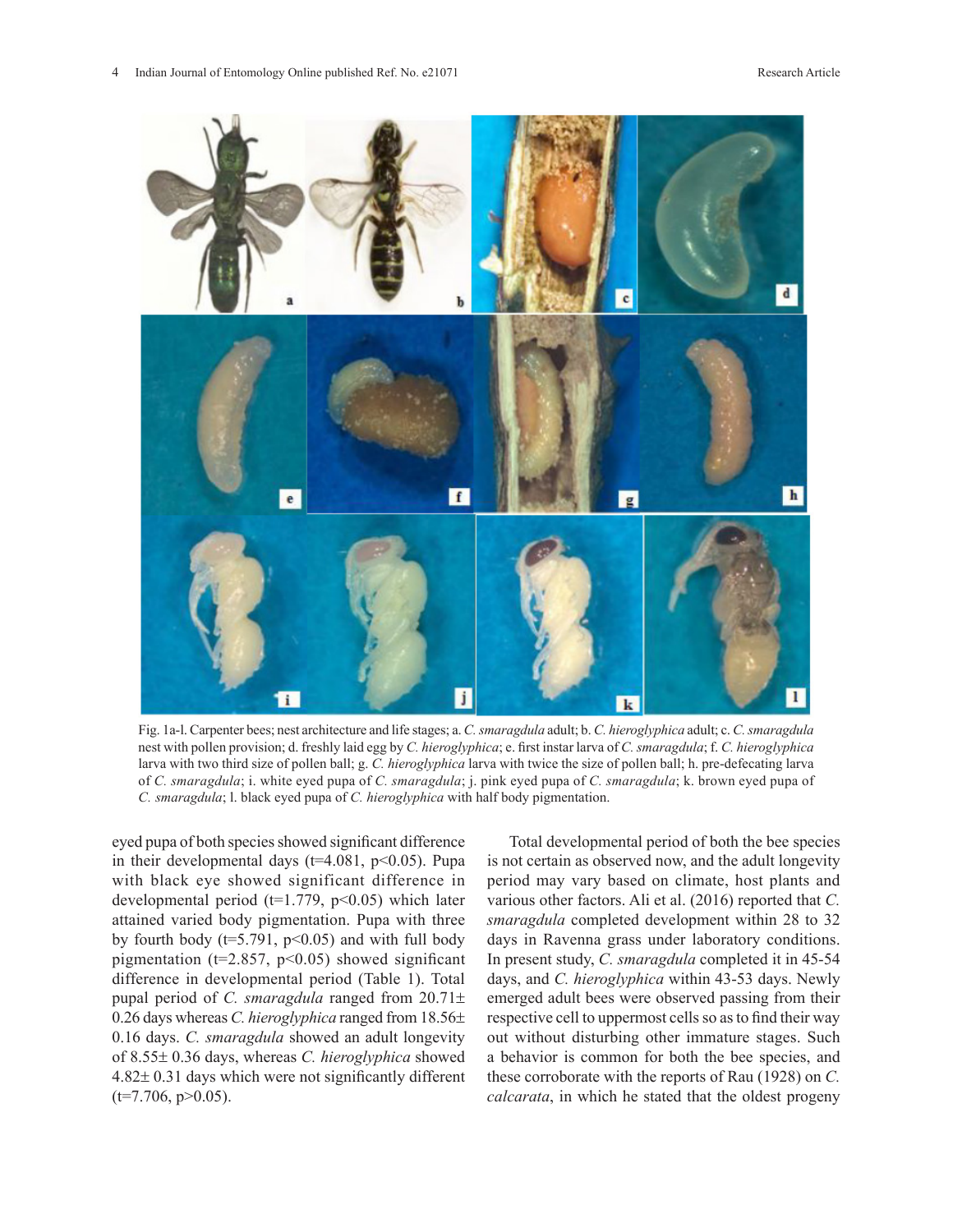Fig. 1a-l. Carpenter bees; nest architecture and life stages; a. *C. smaragdula* adult; b. *C. hieroglyphica* adult; c. *C. smaragdula* nest with pollen provision; d. freshly laid egg by *C. hieroglyphica*; e. first instar larva of *C. smaragdula*; f. *C. hieroglyphica* larva with two third size of pollen ball; g. *C. hieroglyphica* larva with twice the size of pollen ball; h. pre-defecating larva of *C. smaragdula*; i. white eyed pupa of *C. smaragdula*; j. pink eyed pupa of *C. smaragdula*; k. brown eyed pupa of *C. smaragdula*; l. black eyed pupa of *C. hieroglyphica* with half body pigmentation.

eyed pupa of both species showed significant difference in their developmental days ($t=4.081$, $p<0.05$). Pupa with black eye showed significant difference in developmental period ($t=1.779$, $p<0.05$) which later attained varied body pigmentation. Pupa with three by fourth body ($t=5.791$, $p<0.05$) and with full body pigmentation ($t=2.857$, $p<0.05$) showed significant difference in developmental period (Table 1). Total pupal period of *C. smaragdula* ranged from 20.71± 0.26 days whereas *C. hieroglyphica* ranged from 18.56± 0.16 days. *C. smaragdula* showed an adult longevity of 8.55± 0.36 days, whereas *C. hieroglyphica* showed 4.82± 0.31 days which were not significantly different ($t=7.706$, $p>0.05$).

Total developmental period of both the bee species is not certain as observed now, and the adult longevity period may vary based on climate, host plants and various other factors. Ali et al. (2016) reported that *C. smaragdula* completed development within 28 to 32 days in Ravenna grass under laboratory conditions. In present study, *C. smaragdula* completed it in 45-54 days, and *C. hieroglyphica* within 43-53 days. Newly emerged adult bees were observed passing from their respective cell to uppermost cells so as to find their way out without disturbing other immature stages. Such a behavior is common for both the bee species, and these corroborate with the reports of Rau (1928) on *C. calcarata*, in which he stated that the oldest progeny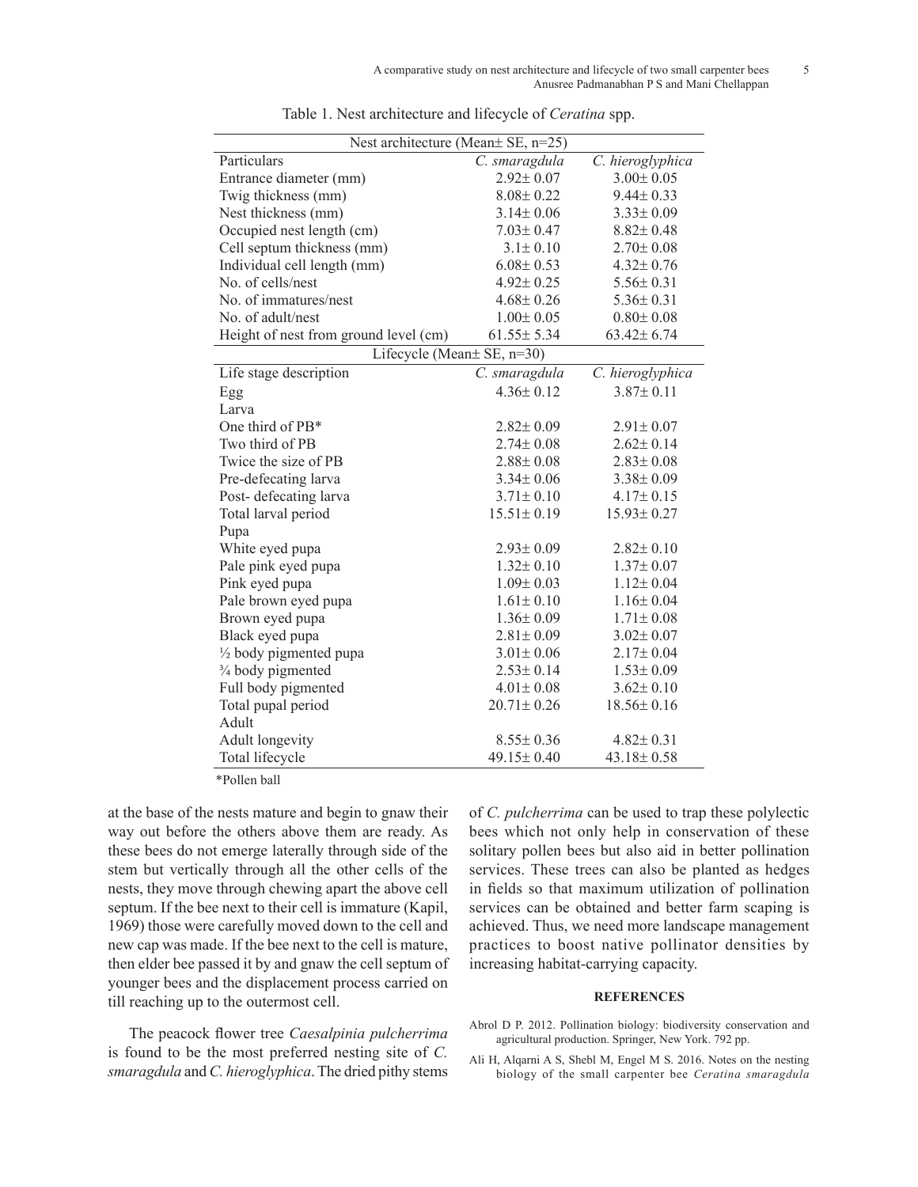Table 1. Nest architecture and lifecycle of *Ceratina* spp.

| Nest architecture (Mean± SE, n=25) | | |
|---|---|---|
| Particulars | *C. smaragdula* | *C. hieroglyphica* |
| Entrance diameter (mm) | 2.92± 0.07 | 3.00± 0.05 |
| Twig thickness (mm) | 8.08± 0.22 | 9.44± 0.33 |
| Nest thickness (mm) | 3.14± 0.06 | 3.33± 0.09 |
| Occupied nest length (cm) | 7.03± 0.47 | 8.82± 0.48 |
| Cell septum thickness (mm) | 3.1± 0.10 | 2.70± 0.08 |
| Individual cell length (mm) | 6.08± 0.53 | 4.32± 0.76 |
| No. of cells/nest | 4.92± 0.25 | 5.56± 0.31 |
| No. of immatures/nest | 4.68± 0.26 | 5.36± 0.31 |
| No. of adult/nest | 1.00± 0.05 | 0.80± 0.08 |
| Height of nest from ground level (cm) | 61.55± 5.34 | 63.42± 6.74 |
| **Lifecycle (Mean± SE, n=30)** | | |
| Life stage description | *C. smaragdula* | *C. hieroglyphica* |
| Egg | 4.36± 0.12 | 3.87± 0.11 |
| Larva | | |
| One third of PB* | 2.82± 0.09 | 2.91± 0.07 |
| Two third of PB | 2.74± 0.08 | 2.62± 0.14 |
| Twice the size of PB | 2.88± 0.08 | 2.83± 0.08 |
| Pre-defecating larva | 3.34± 0.06 | 3.38± 0.09 |
| Post- defecating larva | 3.71± 0.10 | 4.17± 0.15 |
| Total larval period | 15.51± 0.19 | 15.93± 0.27 |
| Pupa | | |
| White eyed pupa | 2.93± 0.09 | 2.82± 0.10 |
| Pale pink eyed pupa | 1.32± 0.10 | 1.37± 0.07 |
| Pink eyed pupa | 1.09± 0.03 | 1.12± 0.04 |
| Pale brown eyed pupa | 1.61± 0.10 | 1.16± 0.04 |
| Brown eyed pupa | 1.36± 0.09 | 1.71± 0.08 |
| Black eyed pupa | 2.81± 0.09 | 3.02± 0.07 |
| ½ body pigmented pupa | 3.01± 0.06 | 2.17± 0.04 |
| ¾ body pigmented | 2.53± 0.14 | 1.53± 0.09 |
| Full body pigmented | 4.01± 0.08 | 3.62± 0.10 |
| Total pupal period | 20.71± 0.26 | 18.56± 0.16 |
| Adult | | |
| Adult longevity | 8.55± 0.36 | 4.82± 0.31 |
| Total lifecycle | 49.15± 0.40 | 43.18± 0.58 |

*Pollen ball

at the base of the nests mature and begin to gnaw their way out before the others above them are ready. As these bees do not emerge laterally through side of the stem but vertically through all the other cells of the nests, they move through chewing apart the above cell septum. If the bee next to their cell is immature (Kapil, 1969) those were carefully moved down to the cell and new cap was made. If the bee next to the cell is mature, then elder bee passed it by and gnaw the cell septum of younger bees and the displacement process carried on till reaching up to the outermost cell.

The peacock flower tree *Caesalpinia pulcherrima* is found to be the most preferred nesting site of *C. smaragdula* and *C. hieroglyphica*. The dried pithy stems of *C. pulcherrima* can be used to trap these polylectic bees which not only help in conservation of these solitary pollen bees but also aid in better pollination services. These trees can also be planted as hedges in fields so that maximum utilization of pollination services can be obtained and better farm scaping is achieved. Thus, we need more landscape management practices to boost native pollinator densities by increasing habitat-carrying capacity.

## REFERENCES

Abrol D P. 2012. Pollination biology: biodiversity conservation and agricultural production. Springer, New York. 792 pp.

Ali H, Alqarni A S, Shebl M, Engel M S. 2016. Notes on the nesting biology of the small carpenter bee *Ceratina smaragdula*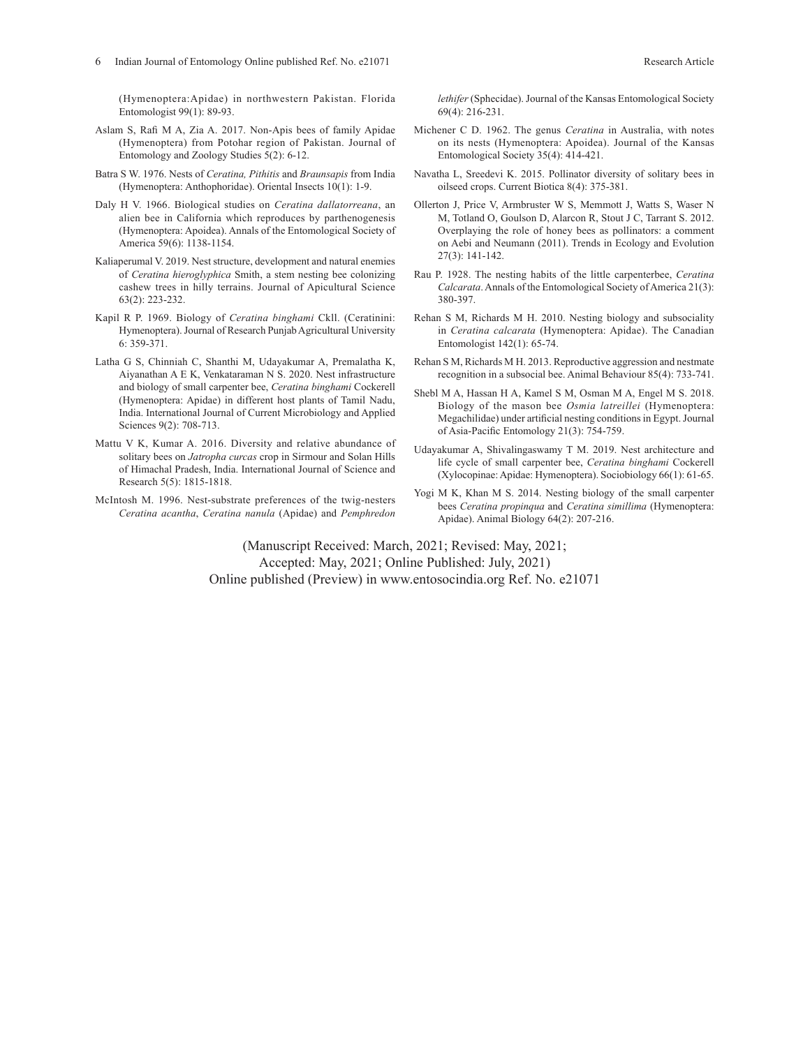(Hymenoptera:Apidae) in northwestern Pakistan. Florida Entomologist 99(1): 89-93.

Aslam S, Rafi M A, Zia A. 2017. Non-Apis bees of family Apidae (Hymenoptera) from Potohar region of Pakistan. Journal of Entomology and Zoology Studies 5(2): 6-12.

Batra S W. 1976. Nests of *Ceratina, Pithitis* and *Braunsapis* from India (Hymenoptera: Anthophoridae). Oriental Insects 10(1): 1-9.

Daly H V. 1966. Biological studies on *Ceratina dallatorreana*, an alien bee in California which reproduces by parthenogenesis (Hymenoptera: Apoidea). Annals of the Entomological Society of America 59(6): 1138-1154.

Kaliaperumal V. 2019. Nest structure, development and natural enemies of *Ceratina hieroglyphica* Smith, a stem nesting bee colonizing cashew trees in hilly terrains. Journal of Apicultural Science 63(2): 223-232.

Kapil R P. 1969. Biology of *Ceratina binghami* Ckll. (Ceratinini: Hymenoptera). Journal of Research Punjab Agricultural University 6: 359-371.

Latha G S, Chinniah C, Shanthi M, Udayakumar A, Premalatha K, Aiyanathan A E K, Venkataraman N S. 2020. Nest infrastructure and biology of small carpenter bee, *Ceratina binghami* Cockerell (Hymenoptera: Apidae) in different host plants of Tamil Nadu, India. International Journal of Current Microbiology and Applied Sciences 9(2): 708-713.

Mattu V K, Kumar A. 2016. Diversity and relative abundance of solitary bees on *Jatropha curcas* crop in Sirmour and Solan Hills of Himachal Pradesh, India. International Journal of Science and Research 5(5): 1815-1818.

McIntosh M. 1996. Nest-substrate preferences of the twig-nesters *Ceratina acantha*, *Ceratina nanula* (Apidae) and *Pemphredon lethifer* (Sphecidae). Journal of the Kansas Entomological Society 69(4): 216-231.

Michener C D. 1962. The genus *Ceratina* in Australia, with notes on its nests (Hymenoptera: Apoidea). Journal of the Kansas Entomological Society 35(4): 414-421.

Navatha L, Sreedevi K. 2015. Pollinator diversity of solitary bees in oilseed crops. Current Biotica 8(4): 375-381.

Ollerton J, Price V, Armbruster W S, Memmott J, Watts S, Waser N M, Totland O, Goulson D, Alarcon R, Stout J C, Tarrant S. 2012. Overplaying the role of honey bees as pollinators: a comment on Aebi and Neumann (2011). Trends in Ecology and Evolution 27(3): 141-142.

Rau P. 1928. The nesting habits of the little carpenterbee, *Ceratina Calcarata*. Annals of the Entomological Society of America 21(3): 380-397.

Rehan S M, Richards M H. 2010. Nesting biology and subsociality in *Ceratina calcarata* (Hymenoptera: Apidae). The Canadian Entomologist 142(1): 65-74.

Rehan S M, Richards M H. 2013. Reproductive aggression and nestmate recognition in a subsocial bee. Animal Behaviour 85(4): 733-741.

Shebl M A, Hassan H A, Kamel S M, Osman M A, Engel M S. 2018. Biology of the mason bee *Osmia latreillei* (Hymenoptera: Megachilidae) under artificial nesting conditions in Egypt. Journal of Asia-Pacific Entomology 21(3): 754-759.

Udayakumar A, Shivalingaswamy T M. 2019. Nest architecture and life cycle of small carpenter bee, *Ceratina binghami* Cockerell (Xylocopinae: Apidae: Hymenoptera). Sociobiology 66(1): 61-65.

Yogi M K, Khan M S. 2014. Nesting biology of the small carpenter bees *Ceratina propinqua* and *Ceratina simillima* (Hymenoptera: Apidae). Animal Biology 64(2): 207-216.

(Manuscript Received: March, 2021; Revised: May, 2021; Accepted: May, 2021; Online Published: July, 2021)
Online published (Preview) in www.entosocindia.org Ref. No. e21071